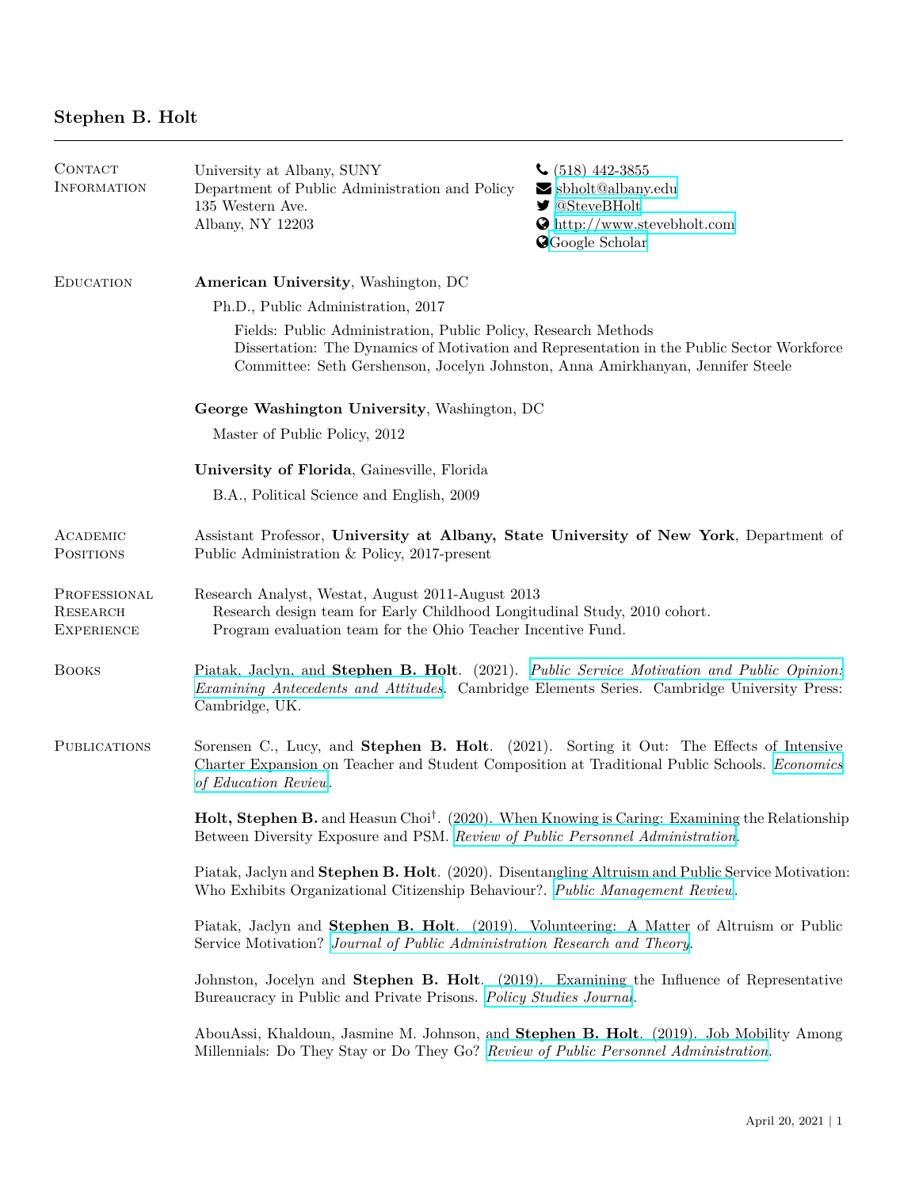# Stephen B. Holt

## Contact Information

University at Albany, SUNY
Department of Public Administration and Policy
135 Western Ave.
Albany, NY 12203

(518) 442-3855
sbholt@albany.edu
@SteveBHolt
http://www.stevebholt.com
Google Scholar

## Education

**American University**, Washington, DC

Ph.D., Public Administration, 2017

Fields: Public Administration, Public Policy, Research Methods
Dissertation: The Dynamics of Motivation and Representation in the Public Sector Workforce
Committee: Seth Gershenson, Jocelyn Johnston, Anna Amirkhanyan, Jennifer Steele

**George Washington University**, Washington, DC

Master of Public Policy, 2012

**University of Florida**, Gainesville, Florida

B.A., Political Science and English, 2009

## Academic Positions

Assistant Professor, **University at Albany, State University of New York**, Department of Public Administration & Policy, 2017-present

## Professional Research Experience

Research Analyst, Westat, August 2011-August 2013
Research design team for Early Childhood Longitudinal Study, 2010 cohort.
Program evaluation team for the Ohio Teacher Incentive Fund.

## Books

Piatak, Jaclyn, and **Stephen B. Holt**. (2021). *Public Service Motivation and Public Opinion: Examining Antecedents and Attitudes*. Cambridge Elements Series. Cambridge University Press: Cambridge, UK.

## Publications

Sorensen C., Lucy, and **Stephen B. Holt**. (2021). Sorting it Out: The Effects of Intensive Charter Expansion on Teacher and Student Composition at Traditional Public Schools. *Economics of Education Review*.

**Holt, Stephen B.** and Heasun Choi†. (2020). When Knowing is Caring: Examining the Relationship Between Diversity Exposure and PSM. *Review of Public Personnel Administration*.

Piatak, Jaclyn and **Stephen B. Holt**. (2020). Disentangling Altruism and Public Service Motivation: Who Exhibits Organizational Citizenship Behaviour?. *Public Management Review*.

Piatak, Jaclyn and **Stephen B. Holt**. (2019). Volunteering: A Matter of Altruism or Public Service Motivation? *Journal of Public Administration Research and Theory*.

Johnston, Jocelyn and **Stephen B. Holt**. (2019). Examining the Influence of Representative Bureaucracy in Public and Private Prisons. *Policy Studies Journal*.

AbouAssi, Khaldoun, Jasmine M. Johnson, and **Stephen B. Holt**. (2019). Job Mobility Among Millennials: Do They Stay or Do They Go? *Review of Public Personnel Administration*.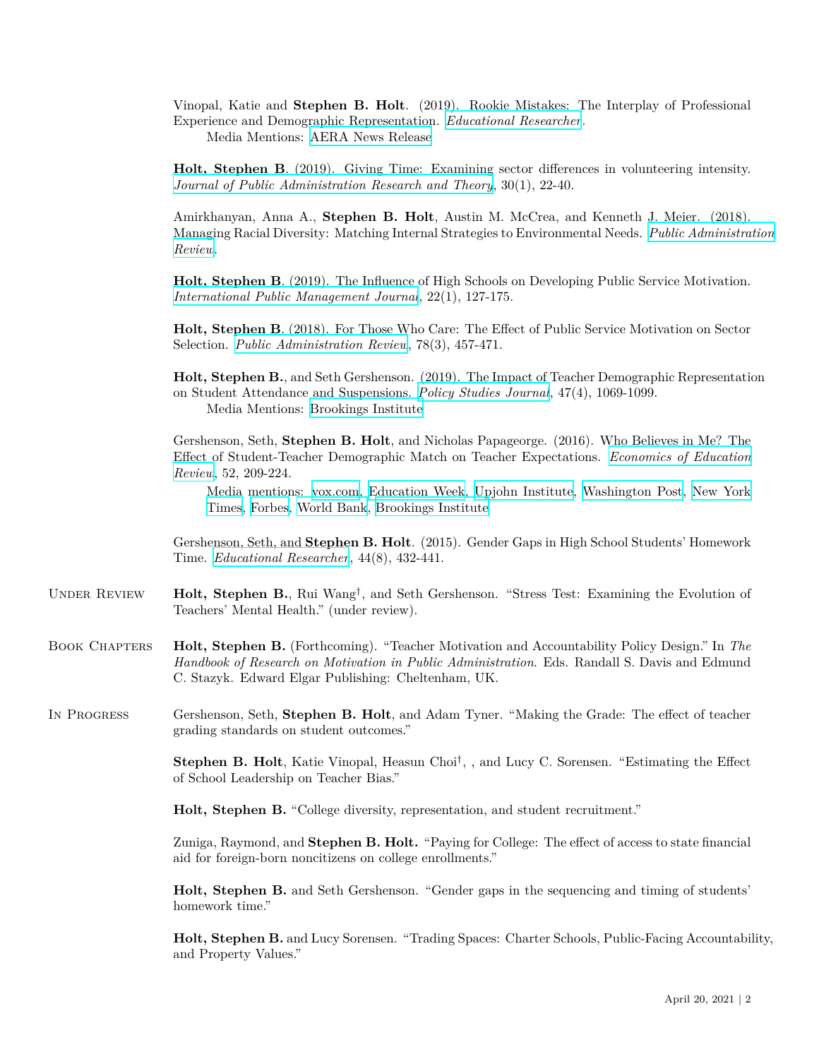Vinopal, Katie and **Stephen B. Holt**. (2019). Rookie Mistakes: The Interplay of Professional Experience and Demographic Representation. *Educational Researcher*.
Media Mentions: AERA News Release

**Holt, Stephen B**. (2019). Giving Time: Examining sector differences in volunteering intensity. *Journal of Public Administration Research and Theory*, 30(1), 22-40.

Amirkhanyan, Anna A., **Stephen B. Holt**, Austin M. McCrea, and Kenneth J. Meier. (2018). Managing Racial Diversity: Matching Internal Strategies to Environmental Needs. *Public Administration Review*.

**Holt, Stephen B**. (2019). The Influence of High Schools on Developing Public Service Motivation. *International Public Management Journal*, 22(1), 127-175.

**Holt, Stephen B**. (2018). For Those Who Care: The Effect of Public Service Motivation on Sector Selection. *Public Administration Review*, 78(3), 457-471.

**Holt, Stephen B.**, and Seth Gershenson. (2019). The Impact of Teacher Demographic Representation on Student Attendance and Suspensions. *Policy Studies Journal*, 47(4), 1069-1099.
Media Mentions: Brookings Institute

Gershenson, Seth, **Stephen B. Holt**, and Nicholas Papageorge. (2016). Who Believes in Me? The Effect of Student-Teacher Demographic Match on Teacher Expectations. *Economics of Education Review*, 52, 209-224.
Media mentions: vox.com, Education Week, Upjohn Institute, Washington Post, New York Times, Forbes, World Bank, Brookings Institute

Gershenson, Seth, and **Stephen B. Holt**. (2015). Gender Gaps in High School Students' Homework Time. *Educational Researcher*, 44(8), 432-441.

## Under Review

**Holt, Stephen B.**, Rui Wang[†], and Seth Gershenson. "Stress Test: Examining the Evolution of Teachers' Mental Health." (under review).

## Book Chapters

**Holt, Stephen B.** (Forthcoming). "Teacher Motivation and Accountability Policy Design." In *The Handbook of Research on Motivation in Public Administration*. Eds. Randall S. Davis and Edmund C. Stazyk. Edward Elgar Publishing: Cheltenham, UK.

## In Progress

Gershenson, Seth, **Stephen B. Holt**, and Adam Tyner. "Making the Grade: The effect of teacher grading standards on student outcomes."

**Stephen B. Holt**, Katie Vinopal, Heasun Choi[†], , and Lucy C. Sorensen. "Estimating the Effect of School Leadership on Teacher Bias."

**Holt, Stephen B.** "College diversity, representation, and student recruitment."

Zuniga, Raymond, and **Stephen B. Holt.** "Paying for College: The effect of access to state financial aid for foreign-born noncitizens on college enrollments."

**Holt, Stephen B.** and Seth Gershenson. "Gender gaps in the sequencing and timing of students' homework time."

**Holt, Stephen B.** and Lucy Sorensen. "Trading Spaces: Charter Schools, Public-Facing Accountability, and Property Values."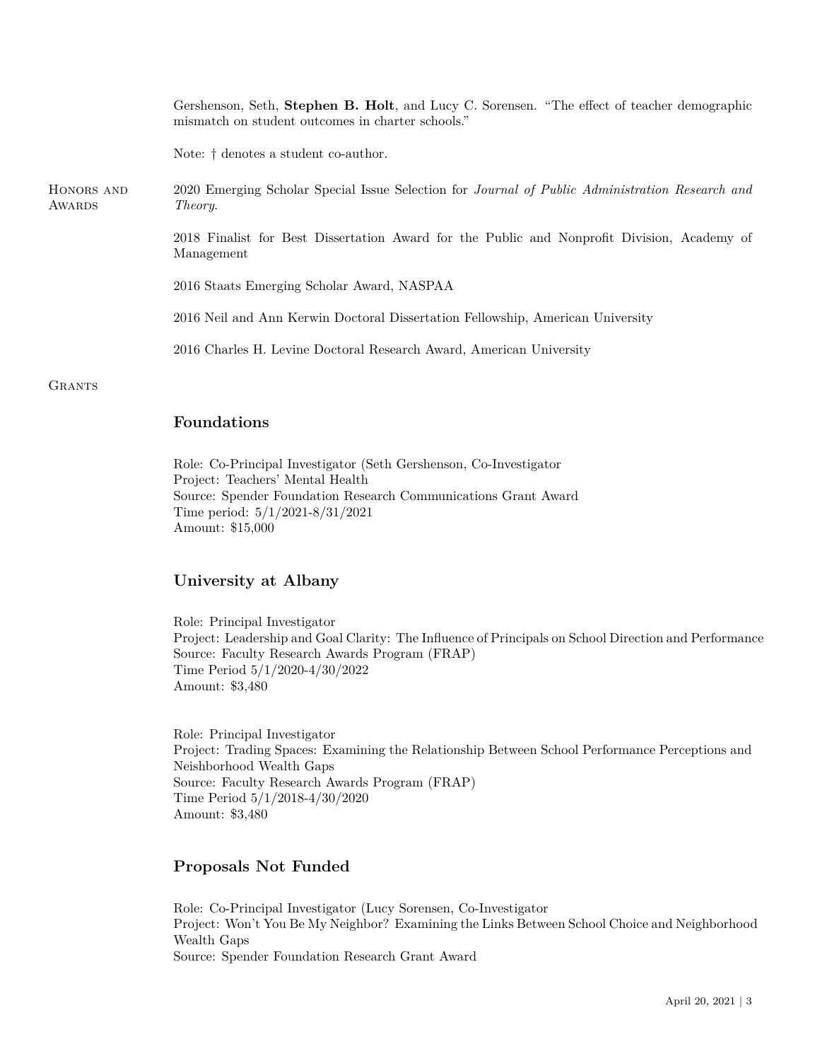Gershenson, Seth, **Stephen B. Holt**, and Lucy C. Sorensen. "The effect of teacher demographic mismatch on student outcomes in charter schools."

Note: † denotes a student co-author.

## Honors and Awards

2020 Emerging Scholar Special Issue Selection for *Journal of Public Administration Research and Theory*.

2018 Finalist for Best Dissertation Award for the Public and Nonprofit Division, Academy of Management

2016 Staats Emerging Scholar Award, NASPAA

2016 Neil and Ann Kerwin Doctoral Dissertation Fellowship, American University

2016 Charles H. Levine Doctoral Research Award, American University

## Grants

### Foundations

Role: Co-Principal Investigator (Seth Gershenson, Co-Investigator
Project: Teachers' Mental Health
Source: Spender Foundation Research Communications Grant Award
Time period: 5/1/2021-8/31/2021
Amount: $15,000

### University at Albany

Role: Principal Investigator
Project: Leadership and Goal Clarity: The Influence of Principals on School Direction and Performance
Source: Faculty Research Awards Program (FRAP)
Time Period 5/1/2020-4/30/2022
Amount: $3,480

Role: Principal Investigator
Project: Trading Spaces: Examining the Relationship Between School Performance Perceptions and Neishborhood Wealth Gaps
Source: Faculty Research Awards Program (FRAP)
Time Period 5/1/2018-4/30/2020
Amount: $3,480

### Proposals Not Funded

Role: Co-Principal Investigator (Lucy Sorensen, Co-Investigator
Project: Won't You Be My Neighbor? Examining the Links Between School Choice and Neighborhood Wealth Gaps
Source: Spender Foundation Research Grant Award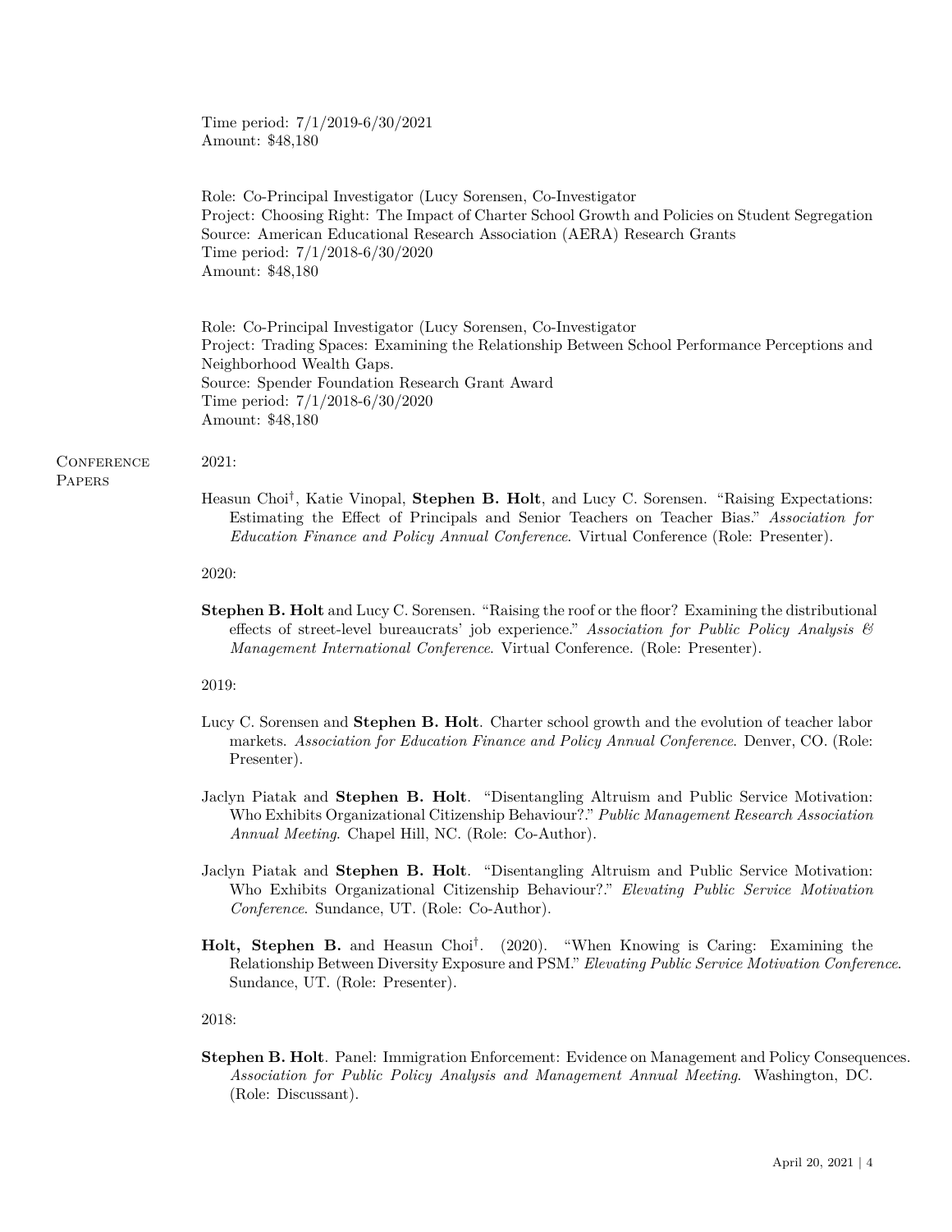Time period: 7/1/2019-6/30/2021
Amount: $48,180

Role: Co-Principal Investigator (Lucy Sorensen, Co-Investigator
Project: Choosing Right: The Impact of Charter School Growth and Policies on Student Segregation
Source: American Educational Research Association (AERA) Research Grants
Time period: 7/1/2018-6/30/2020
Amount: $48,180

Role: Co-Principal Investigator (Lucy Sorensen, Co-Investigator
Project: Trading Spaces: Examining the Relationship Between School Performance Perceptions and Neighborhood Wealth Gaps.
Source: Spender Foundation Research Grant Award
Time period: 7/1/2018-6/30/2020
Amount: $48,180

## Conference Papers

2021:

Heasun Choi†, Katie Vinopal, **Stephen B. Holt**, and Lucy C. Sorensen. "Raising Expectations: Estimating the Effect of Principals and Senior Teachers on Teacher Bias." *Association for Education Finance and Policy Annual Conference*. Virtual Conference (Role: Presenter).

2020:

**Stephen B. Holt** and Lucy C. Sorensen. "Raising the roof or the floor? Examining the distributional effects of street-level bureaucrats' job experience." *Association for Public Policy Analysis & Management International Conference*. Virtual Conference. (Role: Presenter).

2019:

Lucy C. Sorensen and **Stephen B. Holt**. Charter school growth and the evolution of teacher labor markets. *Association for Education Finance and Policy Annual Conference*. Denver, CO. (Role: Presenter).

Jaclyn Piatak and **Stephen B. Holt**. "Disentangling Altruism and Public Service Motivation: Who Exhibits Organizational Citizenship Behaviour?." *Public Management Research Association Annual Meeting*. Chapel Hill, NC. (Role: Co-Author).

Jaclyn Piatak and **Stephen B. Holt**. "Disentangling Altruism and Public Service Motivation: Who Exhibits Organizational Citizenship Behaviour?." *Elevating Public Service Motivation Conference*. Sundance, UT. (Role: Co-Author).

**Holt, Stephen B.** and Heasun Choi†. (2020). "When Knowing is Caring: Examining the Relationship Between Diversity Exposure and PSM." *Elevating Public Service Motivation Conference*. Sundance, UT. (Role: Presenter).

2018:

**Stephen B. Holt**. Panel: Immigration Enforcement: Evidence on Management and Policy Consequences. *Association for Public Policy Analysis and Management Annual Meeting*. Washington, DC. (Role: Discussant).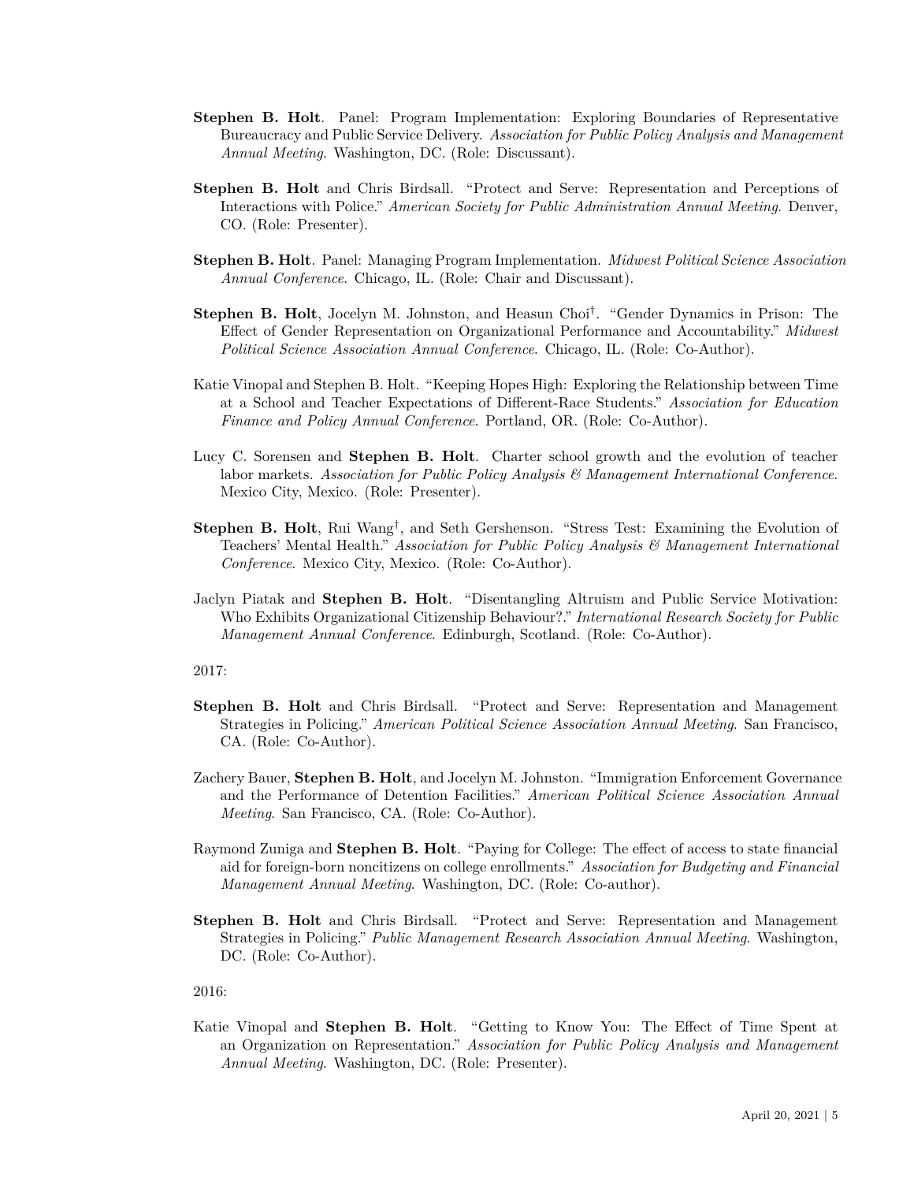**Stephen B. Holt**. Panel: Program Implementation: Exploring Boundaries of Representative Bureaucracy and Public Service Delivery. *Association for Public Policy Analysis and Management Annual Meeting*. Washington, DC. (Role: Discussant).

**Stephen B. Holt** and Chris Birdsall. "Protect and Serve: Representation and Perceptions of Interactions with Police." *American Society for Public Administration Annual Meeting*. Denver, CO. (Role: Presenter).

**Stephen B. Holt**. Panel: Managing Program Implementation. *Midwest Political Science Association Annual Conference*. Chicago, IL. (Role: Chair and Discussant).

**Stephen B. Holt**, Jocelyn M. Johnston, and Heasun Choi†. "Gender Dynamics in Prison: The Effect of Gender Representation on Organizational Performance and Accountability." *Midwest Political Science Association Annual Conference*. Chicago, IL. (Role: Co-Author).

Katie Vinopal and Stephen B. Holt. "Keeping Hopes High: Exploring the Relationship between Time at a School and Teacher Expectations of Different-Race Students." *Association for Education Finance and Policy Annual Conference*. Portland, OR. (Role: Co-Author).

Lucy C. Sorensen and **Stephen B. Holt**. Charter school growth and the evolution of teacher labor markets. *Association for Public Policy Analysis & Management International Conference*. Mexico City, Mexico. (Role: Presenter).

**Stephen B. Holt**, Rui Wang†, and Seth Gershenson. "Stress Test: Examining the Evolution of Teachers' Mental Health." *Association for Public Policy Analysis & Management International Conference*. Mexico City, Mexico. (Role: Co-Author).

Jaclyn Piatak and **Stephen B. Holt**. "Disentangling Altruism and Public Service Motivation: Who Exhibits Organizational Citizenship Behaviour?." *International Research Society for Public Management Annual Conference*. Edinburgh, Scotland. (Role: Co-Author).

2017:

**Stephen B. Holt** and Chris Birdsall. "Protect and Serve: Representation and Management Strategies in Policing." *American Political Science Association Annual Meeting*. San Francisco, CA. (Role: Co-Author).

Zachery Bauer, **Stephen B. Holt**, and Jocelyn M. Johnston. "Immigration Enforcement Governance and the Performance of Detention Facilities." *American Political Science Association Annual Meeting*. San Francisco, CA. (Role: Co-Author).

Raymond Zuniga and **Stephen B. Holt**. "Paying for College: The effect of access to state financial aid for foreign-born noncitizens on college enrollments." *Association for Budgeting and Financial Management Annual Meeting*. Washington, DC. (Role: Co-author).

**Stephen B. Holt** and Chris Birdsall. "Protect and Serve: Representation and Management Strategies in Policing." *Public Management Research Association Annual Meeting*. Washington, DC. (Role: Co-Author).

2016:

Katie Vinopal and **Stephen B. Holt**. "Getting to Know You: The Effect of Time Spent at an Organization on Representation." *Association for Public Policy Analysis and Management Annual Meeting*. Washington, DC. (Role: Presenter).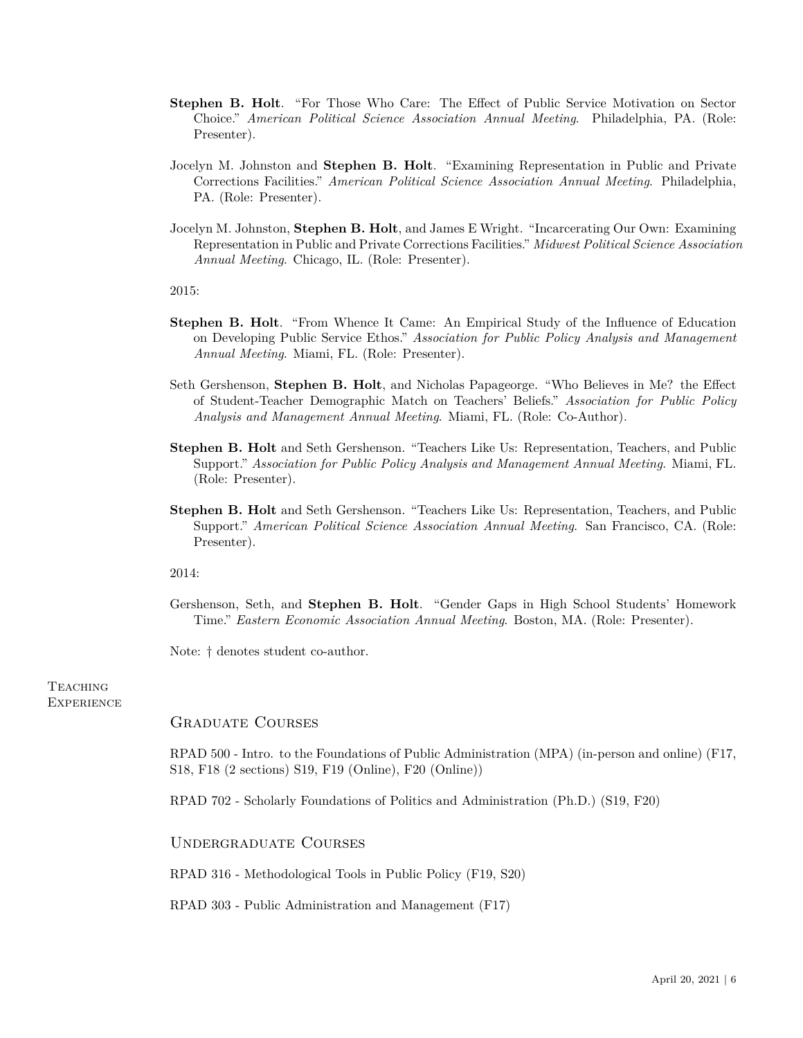**Stephen B. Holt**. "For Those Who Care: The Effect of Public Service Motivation on Sector Choice." *American Political Science Association Annual Meeting*. Philadelphia, PA. (Role: Presenter).

Jocelyn M. Johnston and **Stephen B. Holt**. "Examining Representation in Public and Private Corrections Facilities." *American Political Science Association Annual Meeting*. Philadelphia, PA. (Role: Presenter).

Jocelyn M. Johnston, **Stephen B. Holt**, and James E Wright. "Incarcerating Our Own: Examining Representation in Public and Private Corrections Facilities." *Midwest Political Science Association Annual Meeting*. Chicago, IL. (Role: Presenter).

2015:

**Stephen B. Holt**. "From Whence It Came: An Empirical Study of the Influence of Education on Developing Public Service Ethos." *Association for Public Policy Analysis and Management Annual Meeting*. Miami, FL. (Role: Presenter).

Seth Gershenson, **Stephen B. Holt**, and Nicholas Papageorge. "Who Believes in Me? the Effect of Student-Teacher Demographic Match on Teachers' Beliefs." *Association for Public Policy Analysis and Management Annual Meeting*. Miami, FL. (Role: Co-Author).

**Stephen B. Holt** and Seth Gershenson. "Teachers Like Us: Representation, Teachers, and Public Support." *Association for Public Policy Analysis and Management Annual Meeting*. Miami, FL. (Role: Presenter).

**Stephen B. Holt** and Seth Gershenson. "Teachers Like Us: Representation, Teachers, and Public Support." *American Political Science Association Annual Meeting*. San Francisco, CA. (Role: Presenter).

2014:

Gershenson, Seth, and **Stephen B. Holt**. "Gender Gaps in High School Students' Homework Time." *Eastern Economic Association Annual Meeting*. Boston, MA. (Role: Presenter).

Note: † denotes student co-author.

## Teaching Experience

### Graduate Courses

RPAD 500 - Intro. to the Foundations of Public Administration (MPA) (in-person and online) (F17, S18, F18 (2 sections) S19, F19 (Online), F20 (Online))

RPAD 702 - Scholarly Foundations of Politics and Administration (Ph.D.) (S19, F20)

### Undergraduate Courses

RPAD 316 - Methodological Tools in Public Policy (F19, S20)

RPAD 303 - Public Administration and Management (F17)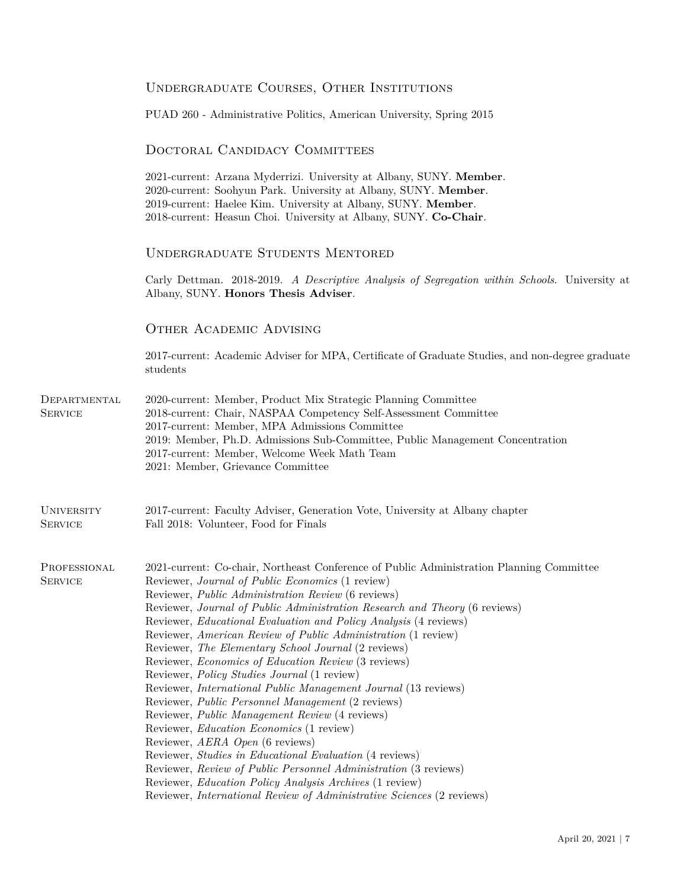### Undergraduate Courses, Other Institutions

PUAD 260 - Administrative Politics, American University, Spring 2015

### Doctoral Candidacy Committees

2021-current: Arzana Myderrizi. University at Albany, SUNY. **Member**.
2020-current: Soohyun Park. University at Albany, SUNY. **Member**.
2019-current: Haelee Kim. University at Albany, SUNY. **Member**.
2018-current: Heasun Choi. University at Albany, SUNY. **Co-Chair**.

### Undergraduate Students Mentored

Carly Dettman. 2018-2019. *A Descriptive Analysis of Segregation within Schools*. University at Albany, SUNY. **Honors Thesis Adviser**.

### Other Academic Advising

2017-current: Academic Adviser for MPA, Certificate of Graduate Studies, and non-degree graduate students

## Departmental Service

2020-current: Member, Product Mix Strategic Planning Committee
2018-current: Chair, NASPAA Competency Self-Assessment Committee
2017-current: Member, MPA Admissions Committee
2019: Member, Ph.D. Admissions Sub-Committee, Public Management Concentration
2017-current: Member, Welcome Week Math Team
2021: Member, Grievance Committee

## University Service

2017-current: Faculty Adviser, Generation Vote, University at Albany chapter
Fall 2018: Volunteer, Food for Finals

## Professional Service

2021-current: Co-chair, Northeast Conference of Public Administration Planning Committee
Reviewer, *Journal of Public Economics* (1 review)
Reviewer, *Public Administration Review* (6 reviews)
Reviewer, *Journal of Public Administration Research and Theory* (6 reviews)
Reviewer, *Educational Evaluation and Policy Analysis* (4 reviews)
Reviewer, *American Review of Public Administration* (1 review)
Reviewer, *The Elementary School Journal* (2 reviews)
Reviewer, *Economics of Education Review* (3 reviews)
Reviewer, *Policy Studies Journal* (1 review)
Reviewer, *International Public Management Journal* (13 reviews)
Reviewer, *Public Personnel Management* (2 reviews)
Reviewer, *Public Management Review* (4 reviews)
Reviewer, *Education Economics* (1 review)
Reviewer, *AERA Open* (6 reviews)
Reviewer, *Studies in Educational Evaluation* (4 reviews)
Reviewer, *Review of Public Personnel Administration* (3 reviews)
Reviewer, *Education Policy Analysis Archives* (1 review)
Reviewer, *International Review of Administrative Sciences* (2 reviews)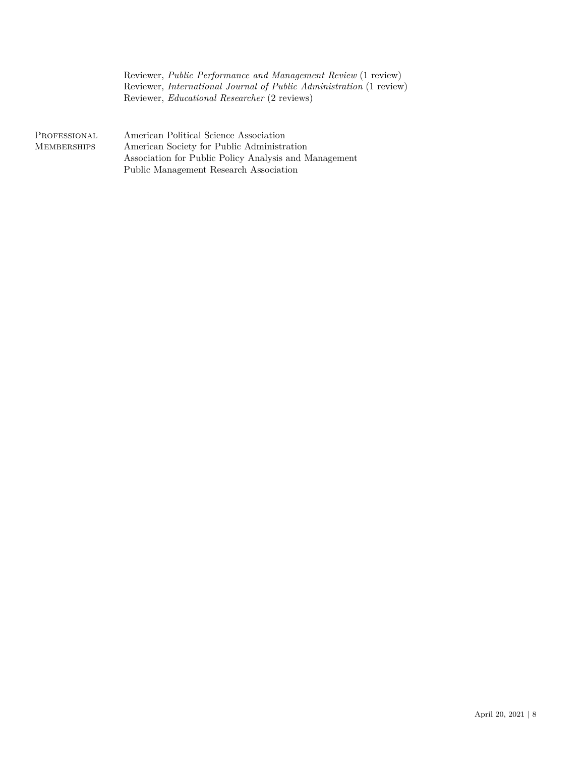Reviewer, *Public Performance and Management Review* (1 review)
Reviewer, *International Journal of Public Administration* (1 review)
Reviewer, *Educational Researcher* (2 reviews)

## Professional Memberships

American Political Science Association
American Society for Public Administration
Association for Public Policy Analysis and Management
Public Management Research Association